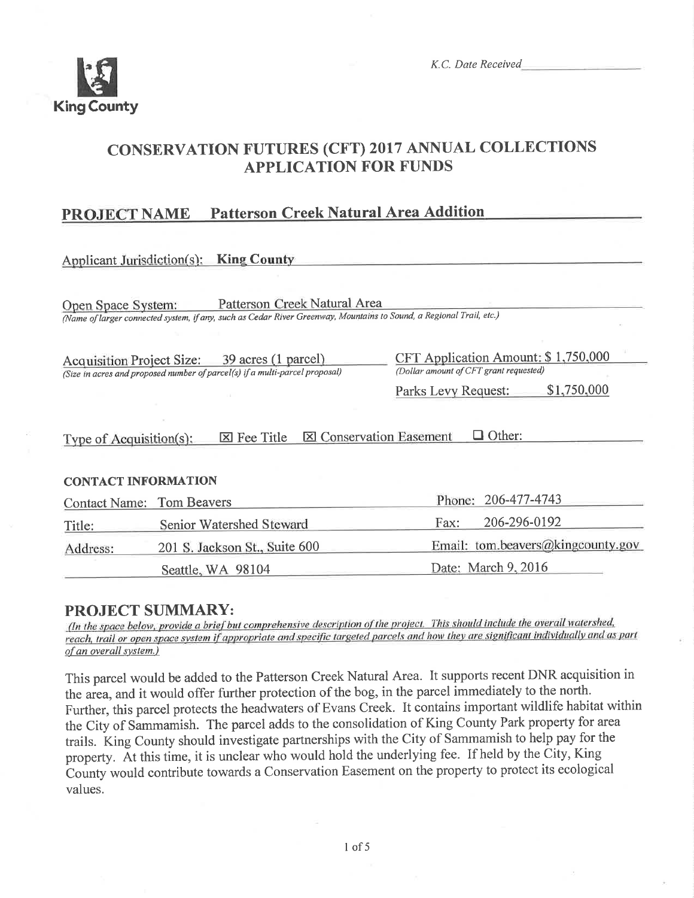King County

*K.C. Date Received*\_\_\_\_\_\_\_\_\_\_\_\_\_\_\_\_

# CONSERVATION FUTURES (CFT) 2017 ANNUAL COLLECTIONS APPLICATION FOR FUNDS

## PROJECT NAME Patterson Creek Natural Area Addition

Applicant Jurisdiction(s): **King County**

Open Space System: Patterson Creek Natural Area
*(Name of larger connected system, if any, such as Cedar River Greenway, Mountains to Sound, a Regional Trail, etc.)*

Acquisition Project Size: 39 acres (1 parcel)
*(Size in acres and proposed number of parcel(s) if a multi-parcel proposal)*

CFT Application Amount: $ 1,750,000
*(Dollar amount of CFT grant requested)*

Parks Levy Request: $1,750,000

Type of Acquisition(s): ☒ Fee Title ☒ Conservation Easement ☐ Other:

### CONTACT INFORMATION

| | | | |
|---|---|---|---|
| Contact Name: | Tom Beavers | Phone: | 206-477-4743 |
| Title: | Senior Watershed Steward | Fax: | 206-296-0192 |
| Address: | 201 S. Jackson St., Suite 600 | Email: | tom.beavers@kingcounty.gov |
| | Seattle, WA 98104 | Date: | March 9, 2016 |

## PROJECT SUMMARY:

*(In the space below, provide a brief but comprehensive description of the project. This should include the overall watershed, reach, trail or open space system if appropriate and specific targeted parcels and how they are significant individually and as part of an overall system.)*

This parcel would be added to the Patterson Creek Natural Area. It supports recent DNR acquisition in the area, and it would offer further protection of the bog, in the parcel immediately to the north. Further, this parcel protects the headwaters of Evans Creek. It contains important wildlife habitat within the City of Sammamish. The parcel adds to the consolidation of King County Park property for area trails. King County should investigate partnerships with the City of Sammamish to help pay for the property. At this time, it is unclear who would hold the underlying fee. If held by the City, King County would contribute towards a Conservation Easement on the property to protect its ecological values.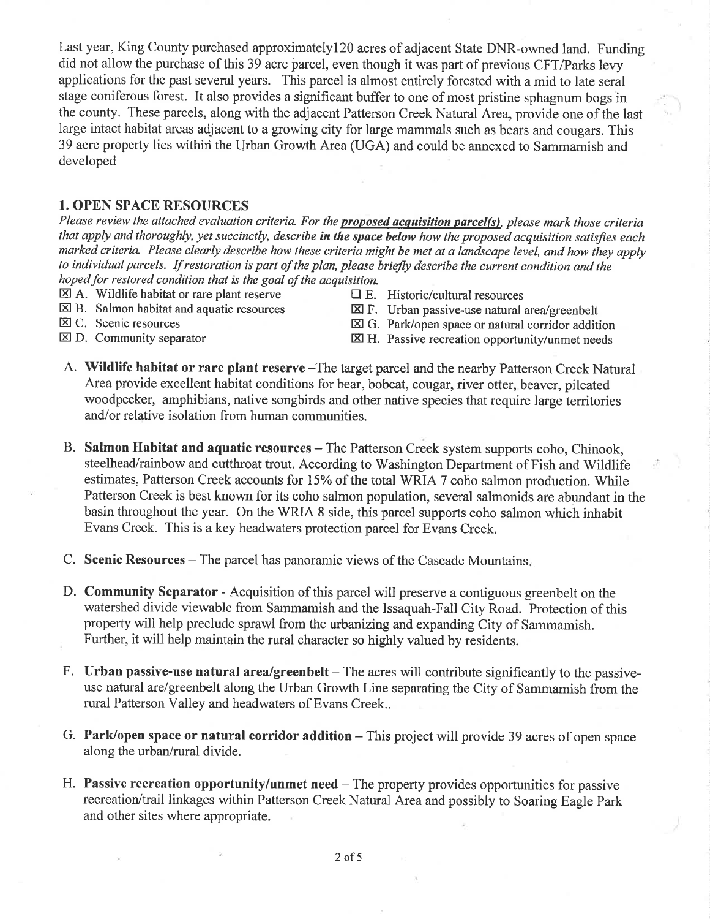Last year, King County purchased approximately120 acres of adjacent State DNR-owned land. Funding did not allow the purchase of this 39 acre parcel, even though it was part of previous CFT/Parks levy applications for the past several years. This parcel is almost entirely forested with a mid to late seral stage coniferous forest. It also provides a significant buffer to one of most pristine sphagnum bogs in the county. These parcels, along with the adjacent Patterson Creek Natural Area, provide one of the last large intact habitat areas adjacent to a growing city for large mammals such as bears and cougars. This 39 acre property lies within the Urban Growth Area (UGA) and could be annexed to Sammamish and developed

## 1. OPEN SPACE RESOURCES

*Please review the attached evaluation criteria. For the **proposed acquisition parcel(s)**, please mark those criteria that apply and thoroughly, yet succinctly, describe **in the space below** how the proposed acquisition satisfies each marked criteria. Please clearly describe how these criteria might be met at a landscape level, and how they apply to individual parcels. If restoration is part of the plan, please briefly describe the current condition and the hoped for restored condition that is the goal of the acquisition.*

- ☒ A. Wildlife habitat or rare plant reserve
- ☒ B. Salmon habitat and aquatic resources
- ☒ C. Scenic resources
- ☒ D. Community separator
- ☐ E. Historic/cultural resources
- ☒ F. Urban passive-use natural area/greenbelt
- ☒ G. Park/open space or natural corridor addition
- ☒ H. Passive recreation opportunity/unmet needs

A. **Wildlife habitat or rare plant reserve** –The target parcel and the nearby Patterson Creek Natural Area provide excellent habitat conditions for bear, bobcat, cougar, river otter, beaver, pileated woodpecker, amphibians, native songbirds and other native species that require large territories and/or relative isolation from human communities.

B. **Salmon Habitat and aquatic resources** – The Patterson Creek system supports coho, Chinook, steelhead/rainbow and cutthroat trout. According to Washington Department of Fish and Wildlife estimates, Patterson Creek accounts for 15% of the total WRIA 7 coho salmon production. While Patterson Creek is best known for its coho salmon population, several salmonids are abundant in the basin throughout the year. On the WRIA 8 side, this parcel supports coho salmon which inhabit Evans Creek. This is a key headwaters protection parcel for Evans Creek.

C. **Scenic Resources** – The parcel has panoramic views of the Cascade Mountains.

D. **Community Separator** - Acquisition of this parcel will preserve a contiguous greenbelt on the watershed divide viewable from Sammamish and the Issaquah-Fall City Road. Protection of this property will help preclude sprawl from the urbanizing and expanding City of Sammamish. Further, it will help maintain the rural character so highly valued by residents.

F. **Urban passive-use natural area/greenbelt** – The acres will contribute significantly to the passive-use natural are/greenbelt along the Urban Growth Line separating the City of Sammamish from the rural Patterson Valley and headwaters of Evans Creek..

G. **Park/open space or natural corridor addition** – This project will provide 39 acres of open space along the urban/rural divide.

H. **Passive recreation opportunity/unmet need** – The property provides opportunities for passive recreation/trail linkages within Patterson Creek Natural Area and possibly to Soaring Eagle Park and other sites where appropriate.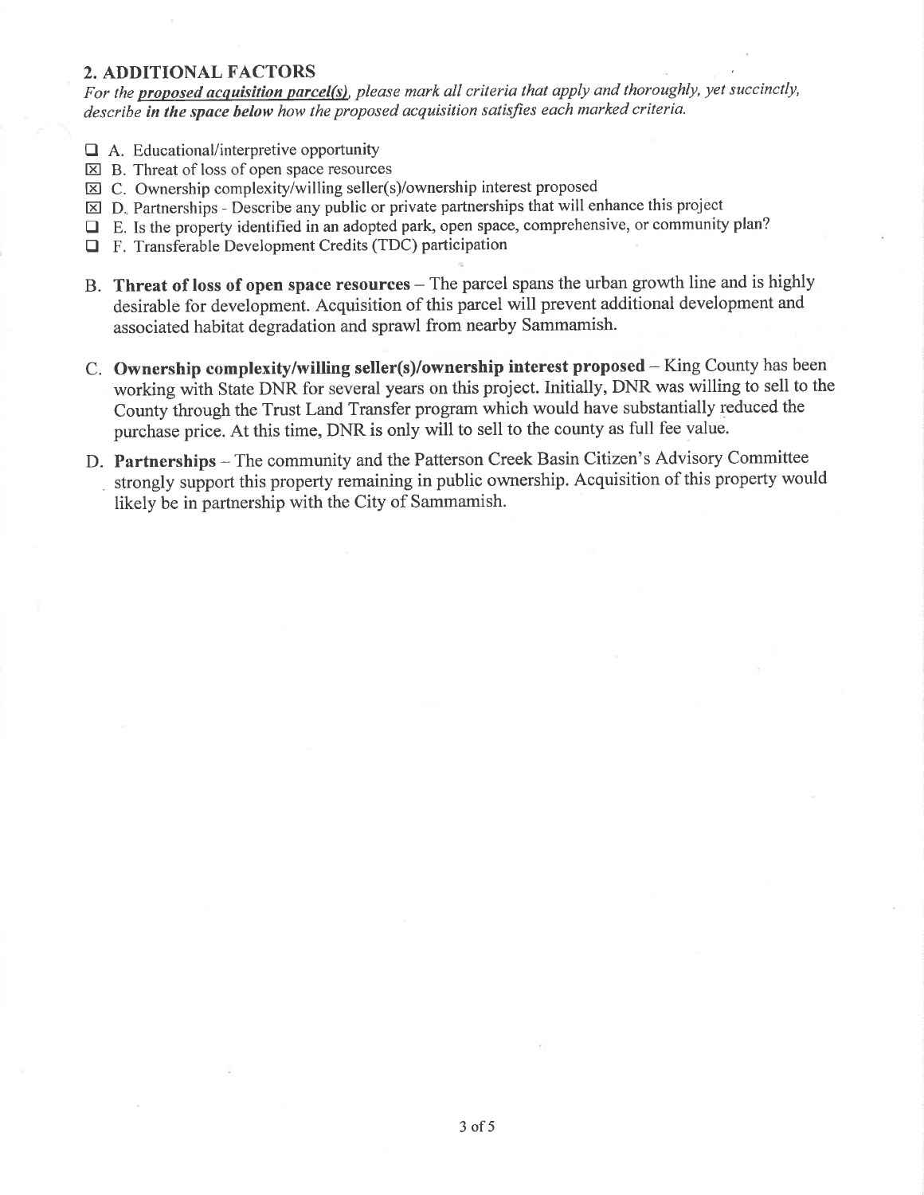## 2. ADDITIONAL FACTORS

*For the* ***proposed acquisition parcel(s)****, please mark all criteria that apply and thoroughly, yet succinctly, describe* ***in the space below*** *how the proposed acquisition satisfies each marked criteria.*

- ☐ A. Educational/interpretive opportunity
- ☒ B. Threat of loss of open space resources
- ☒ C. Ownership complexity/willing seller(s)/ownership interest proposed
- ☒ D. Partnerships - Describe any public or private partnerships that will enhance this project
- ☐ E. Is the property identified in an adopted park, open space, comprehensive, or community plan?
- ☐ F. Transferable Development Credits (TDC) participation

B. **Threat of loss of open space resources** – The parcel spans the urban growth line and is highly desirable for development. Acquisition of this parcel will prevent additional development and associated habitat degradation and sprawl from nearby Sammamish.

C. **Ownership complexity/willing seller(s)/ownership interest proposed** – King County has been working with State DNR for several years on this project. Initially, DNR was willing to sell to the County through the Trust Land Transfer program which would have substantially reduced the purchase price. At this time, DNR is only will to sell to the county as full fee value.

D. **Partnerships** – The community and the Patterson Creek Basin Citizen's Advisory Committee strongly support this property remaining in public ownership. Acquisition of this property would likely be in partnership with the City of Sammamish.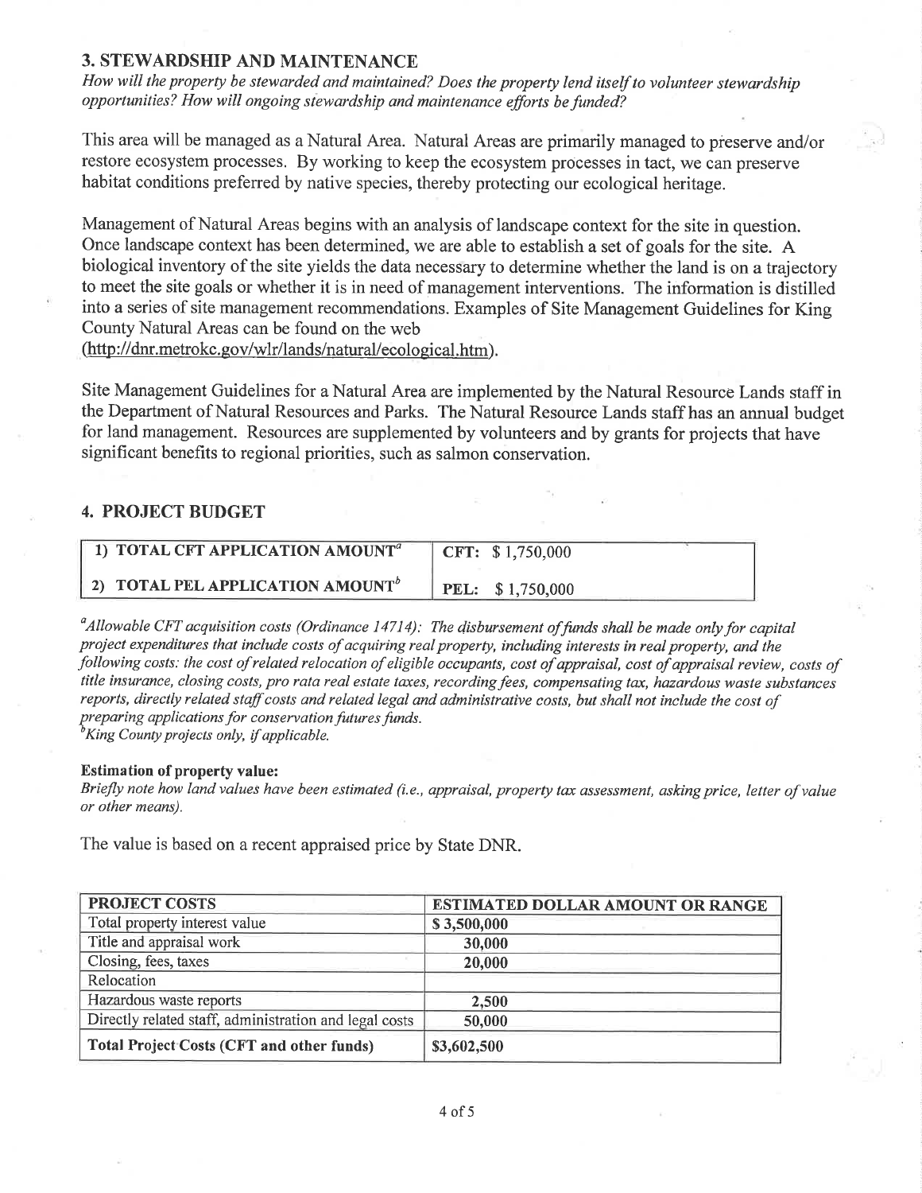## 3. STEWARDSHIP AND MAINTENANCE

*How will the property be stewarded and maintained? Does the property lend itself to volunteer stewardship opportunities? How will ongoing stewardship and maintenance efforts be funded?*

This area will be managed as a Natural Area. Natural Areas are primarily managed to preserve and/or restore ecosystem processes. By working to keep the ecosystem processes in tact, we can preserve habitat conditions preferred by native species, thereby protecting our ecological heritage.

Management of Natural Areas begins with an analysis of landscape context for the site in question. Once landscape context has been determined, we are able to establish a set of goals for the site. A biological inventory of the site yields the data necessary to determine whether the land is on a trajectory to meet the site goals or whether it is in need of management interventions. The information is distilled into a series of site management recommendations. Examples of Site Management Guidelines for King County Natural Areas can be found on the web (http://dnr.metrokc.gov/wlr/lands/natural/ecological.htm).

Site Management Guidelines for a Natural Area are implemented by the Natural Resource Lands staff in the Department of Natural Resources and Parks. The Natural Resource Lands staff has an annual budget for land management. Resources are supplemented by volunteers and by grants for projects that have significant benefits to regional priorities, such as salmon conservation.

## 4. PROJECT BUDGET

| | |
|---|---|
| **1) TOTAL CFT APPLICATION AMOUNT[a]** | **CFT:** $ 1,750,000 |
| **2) TOTAL PEL APPLICATION AMOUNT[b]** | **PEL:** $ 1,750,000 |

[a]*Allowable CFT acquisition costs (Ordinance 14714): The disbursement of funds shall be made only for capital project expenditures that include costs of acquiring real property, including interests in real property, and the following costs: the cost of related relocation of eligible occupants, cost of appraisal, cost of appraisal review, costs of title insurance, closing costs, pro rata real estate taxes, recording fees, compensating tax, hazardous waste substances reports, directly related staff costs and related legal and administrative costs, but shall not include the cost of preparing applications for conservation futures funds.*
[b]*King County projects only, if applicable.*

**Estimation of property value:**
*Briefly note how land values have been estimated (i.e., appraisal, property tax assessment, asking price, letter of value or other means).*

The value is based on a recent appraised price by State DNR.

| PROJECT COSTS | ESTIMATED DOLLAR AMOUNT OR RANGE |
|---|---|
| Total property interest value | $ 3,500,000 |
| Title and appraisal work | 30,000 |
| Closing, fees, taxes | 20,000 |
| Relocation | |
| Hazardous waste reports | 2,500 |
| Directly related staff, administration and legal costs | 50,000 |
| **Total Project Costs (CFT and other funds)** | $3,602,500 |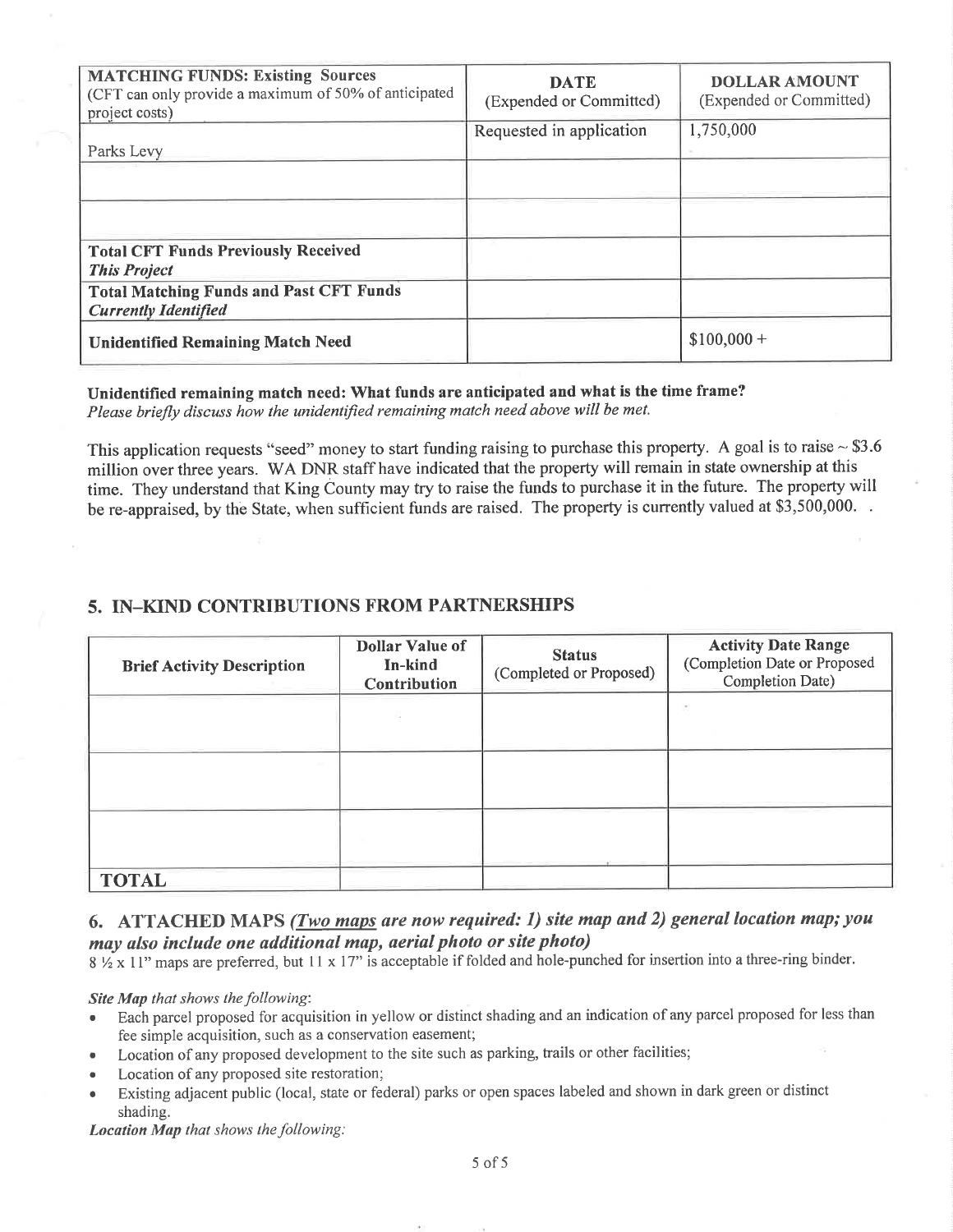| MATCHING FUNDS: Existing Sources (CFT can only provide a maximum of 50% of anticipated project costs) | DATE (Expended or Committed) | DOLLAR AMOUNT (Expended or Committed) |
|---|---|---|
| Parks Levy | Requested in application | 1,750,000 |
| | | |
| | | |
| ***Total CFT Funds Previously Received This Project*** | | |
| ***Total Matching Funds and Past CFT Funds Currently Identified*** | | |
| **Unidentified Remaining Match Need** | | $100,000 + |

**Unidentified remaining match need: What funds are anticipated and what is the time frame?**
*Please briefly discuss how the unidentified remaining match need above will be met.*

This application requests "seed" money to start funding raising to purchase this property. A goal is to raise ~ $3.6 million over three years. WA DNR staff have indicated that the property will remain in state ownership at this time. They understand that King County may try to raise the funds to purchase it in the future. The property will be re-appraised, by the State, when sufficient funds are raised. The property is currently valued at $3,500,000. .

## 5. IN–KIND CONTRIBUTIONS FROM PARTNERSHIPS

| Brief Activity Description | Dollar Value of In-kind Contribution | Status (Completed or Proposed) | Activity Date Range (Completion Date or Proposed Completion Date) |
|---|---|---|---|
| | | | |
| | | | |
| | | | |
| **TOTAL** | | | |

## 6. ATTACHED MAPS *(Two maps are now required: 1) site map and 2) general location map; you may also include one additional map, aerial photo or site photo)*

8 ½ x 11" maps are preferred, but 11 x 17" is acceptable if folded and hole-punched for insertion into a three-ring binder.

***Site Map** that shows the following*:

- Each parcel proposed for acquisition in yellow or distinct shading and an indication of any parcel proposed for less than fee simple acquisition, such as a conservation easement;
- Location of any proposed development to the site such as parking, trails or other facilities;
- Location of any proposed site restoration;
- Existing adjacent public (local, state or federal) parks or open spaces labeled and shown in dark green or distinct shading.

***Location Map** that shows the following:*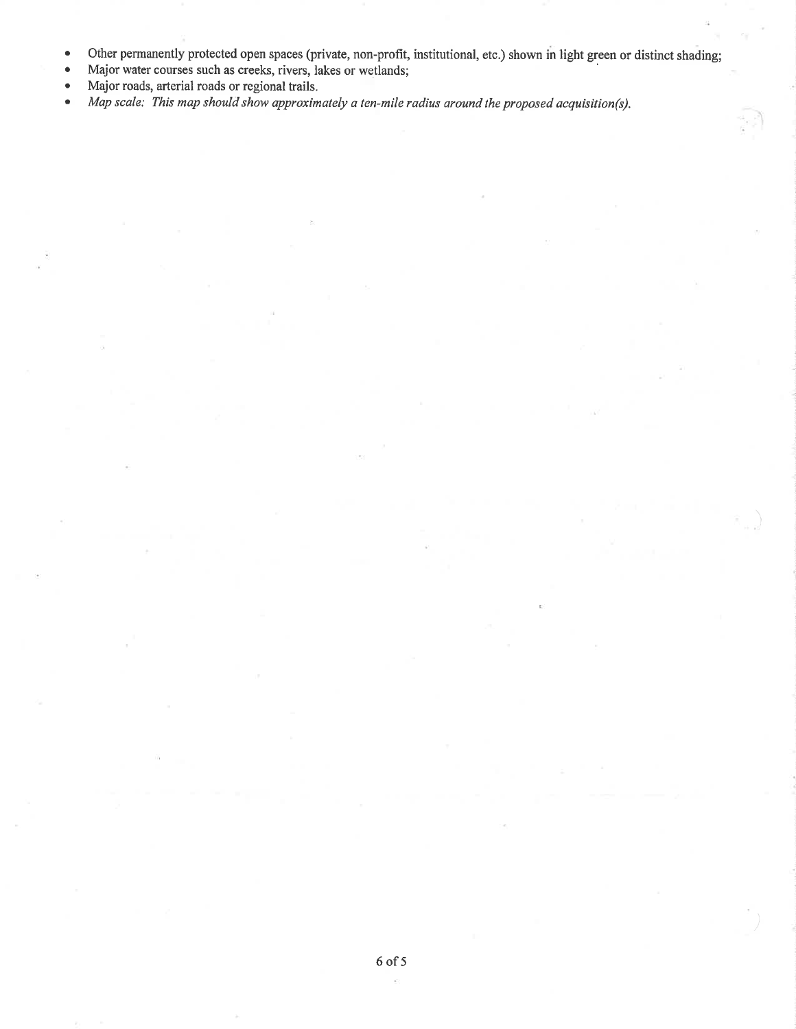- Other permanently protected open spaces (private, non-profit, institutional, etc.) shown in light green or distinct shading;
- Major water courses such as creeks, rivers, lakes or wetlands;
- Major roads, arterial roads or regional trails.
- *Map scale: This map should show approximately a ten-mile radius around the proposed acquisition(s).*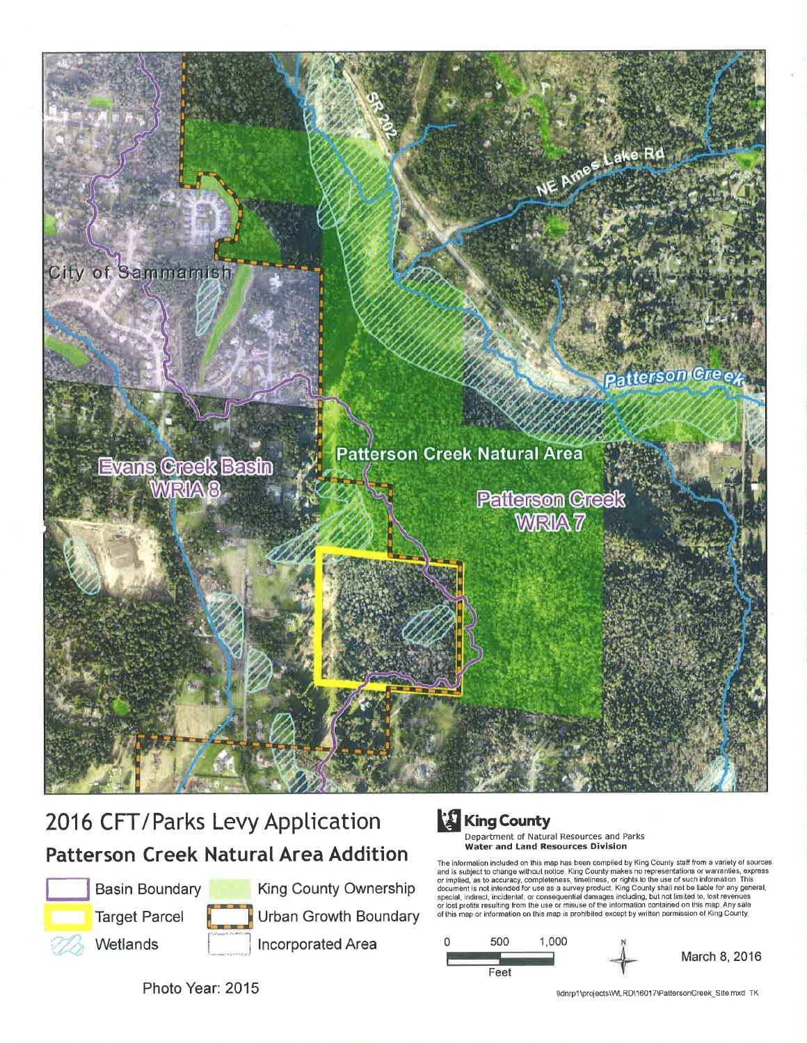City of Sammamish

SR 202

NE Ames Lake Rd

Patterson Creek

Patterson Creek Natural Area

Evans Creek Basin
WRIA 8

Patterson Creek
WRIA 7

# 2016 CFT/Parks Levy Application

## Patterson Creek Natural Area Addition

- Basin Boundary
- Target Parcel
- Wetlands
- King County Ownership
- Urban Growth Boundary
- Incorporated Area

Photo Year: 2015

**King County**
Department of Natural Resources and Parks
**Water and Land Resources Division**

The information included on this map has been compiled by King County staff from a variety of sources and is subject to change without notice. King County makes no representations or warranties, express or implied, as to accuracy, completeness, timeliness, or rights to the use of such information. This document is not intended for use as a survey product. King County shall not be liable for any general, special, indirect, incidental, or consequential damages including, but not limited to, lost revenues or lost profits resulting from the use or misuse of the information contained on this map. Any sale of this map or information on this map is prohibited except by written permission of King County.

0 500 1,000
Feet

N

March 8, 2016

\\dnrp1\projects\WLRD\16017\PattersonCreek_Site.mxd TK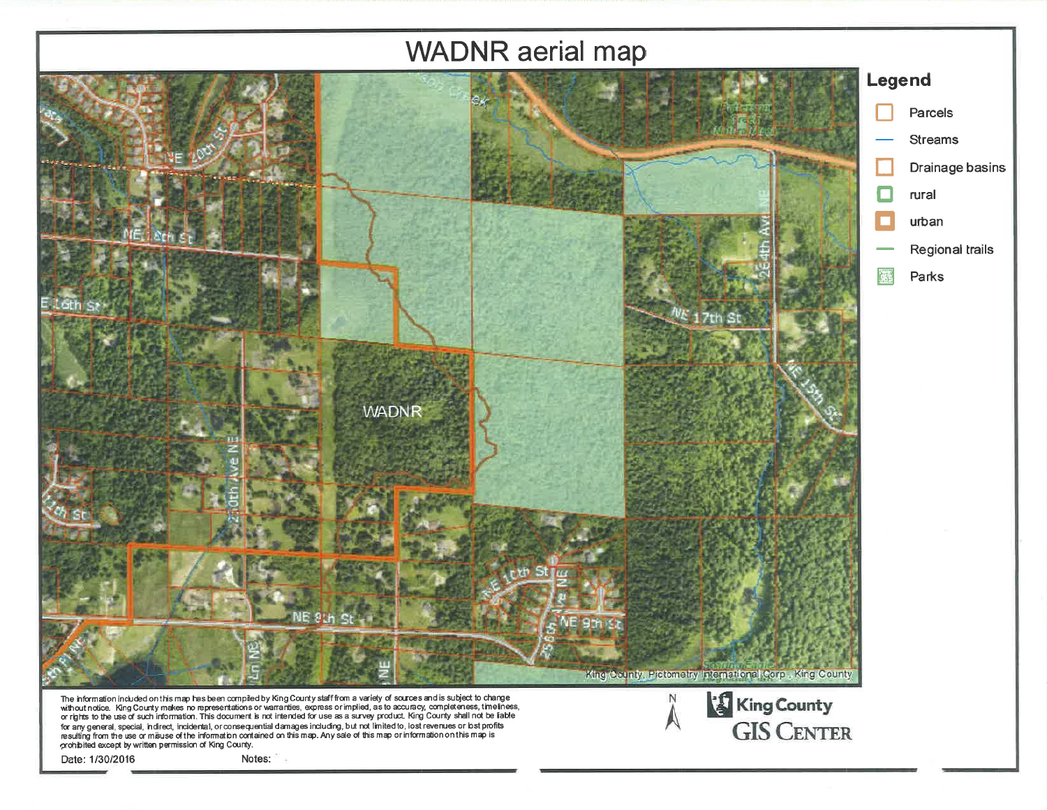# WADNR aerial map

WADNR

NE 20th St

NE 18th St

NE 16th St

NE 17th St

264th Ave NE

NE 15th St

250th Ave NE

NE 9th St

NE 10th St

256th Ave NE

NE 9th St

King County, Pictometry International Corp., King County

**Legend**

- Parcels
- Streams
- Drainage basins
- rural
- urban
- Regional trails
- Parks

The information included on this map has been compiled by King County staff from a variety of sources and is subject to change without notice. King County makes no representations or warranties, express or implied, as to accuracy, completeness, timeliness, or rights to the use of such information. This document is not intended for use as a survey product. King County shall not be liable for any general, special, indirect, incidental, or consequential damages including, but not limited to, lost revenues or lost profits resulting from the use or misuse of the information contained on this map. Any sale of this map or information on this map is prohibited except by written permission of King County.

Date: 1/30/2016

Notes:

N

King County GIS Center